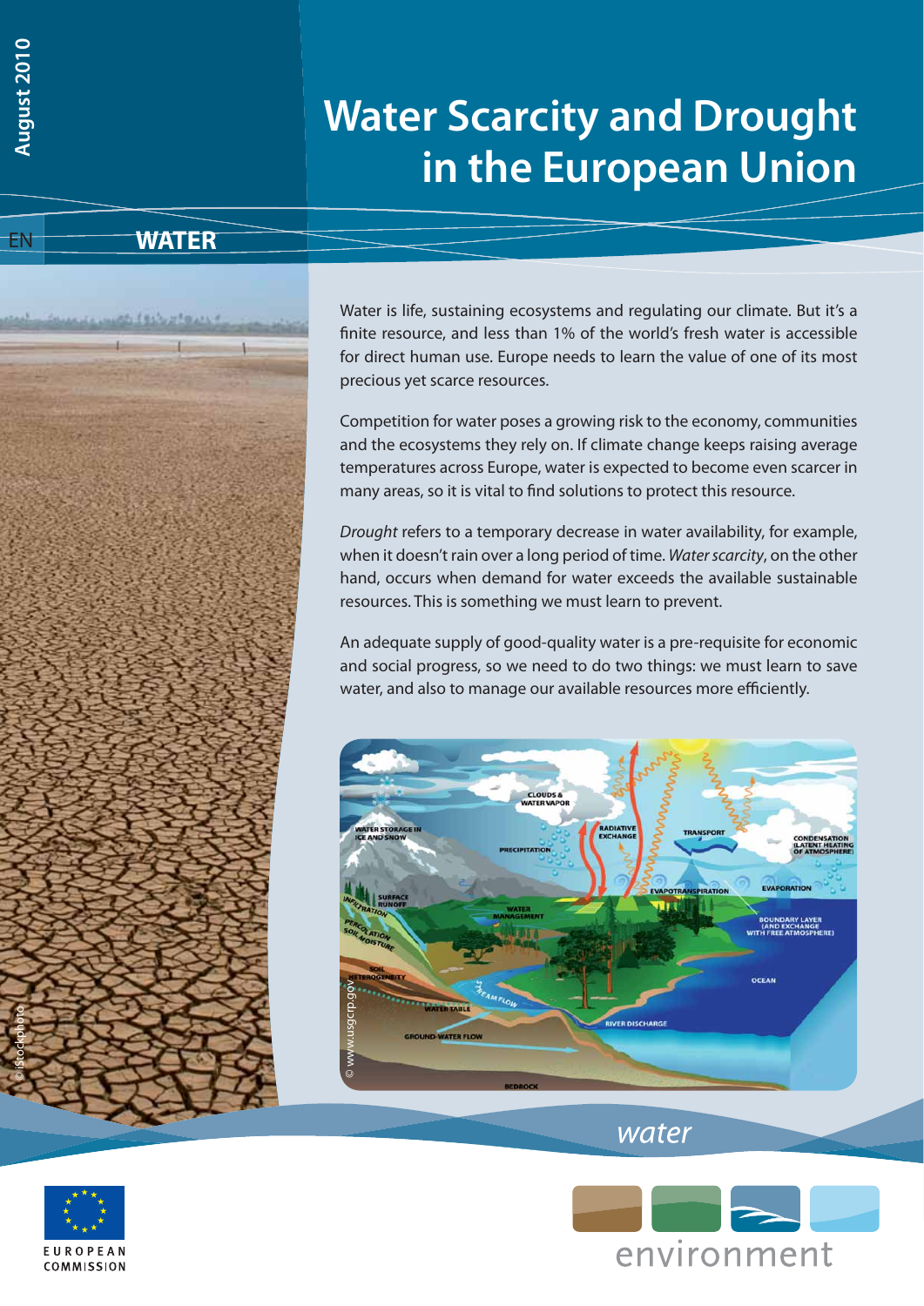August 2010

# Water Scarcity and Drought in the European Union

EN

WATER

Water is life, sustaining ecosystems and regulating our climate. But it's a finite resource, and less than 1% of the world's fresh water is accessible for direct human use. Europe needs to learn the value of one of its most precious yet scarce resources.

Competition for water poses a growing risk to the economy, communities and the ecosystems they rely on. If climate change keeps raising average temperatures across Europe, water is expected to become even scarcer in many areas, so it is vital to find solutions to protect this resource.

*Drought* refers to a temporary decrease in water availability, for example, when it doesn't rain over a long period of time. *Water scarcity*, on the other hand, occurs when demand for water exceeds the available sustainable resources. This is something we must learn to prevent.

An adequate supply of good-quality water is a pre-requisite for economic and social progress, so we need to do two things: we must learn to save water, and also to manage our available resources more efficiently.

© www.usgcrp.gov

© istockphoto

water

EUROPEAN COMMISSION

environment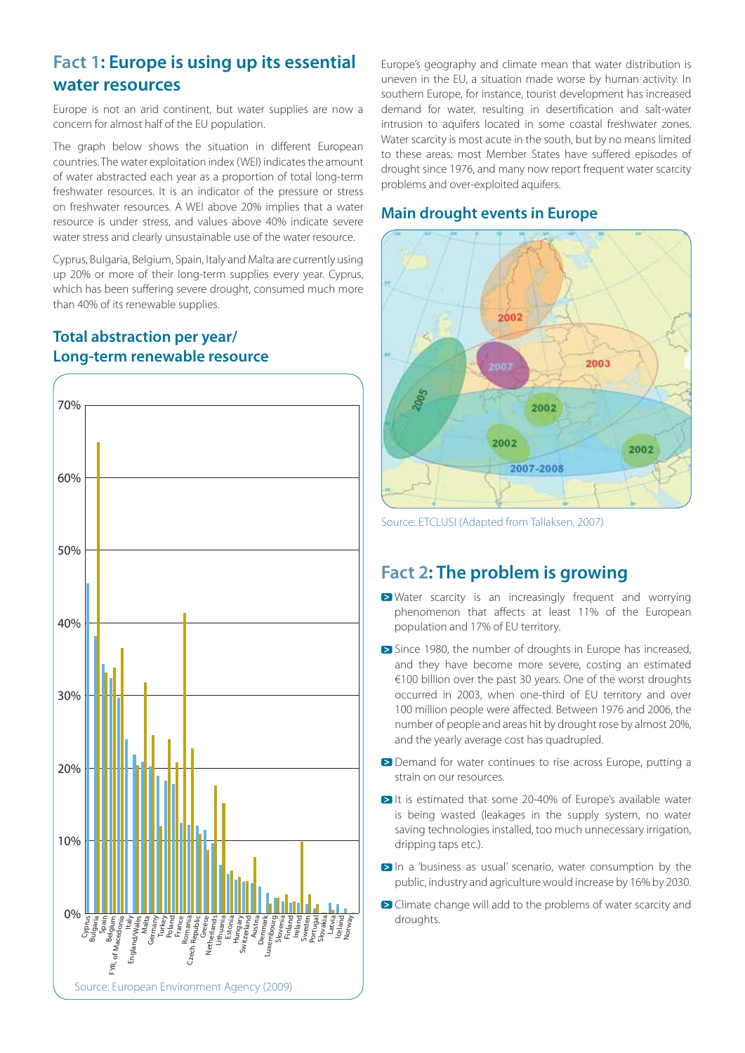## Fact 1: Europe is using up its essential water resources

Europe is not an arid continent, but water supplies are now a concern for almost half of the EU population.

The graph below shows the situation in different European countries. The water exploitation index (WEI) indicates the amount of water abstracted each year as a proportion of total long-term freshwater resources. It is an indicator of the pressure or stress on freshwater resources. A WEI above 20% implies that a water resource is under stress, and values above 40% indicate severe water stress and clearly unsustainable use of the water resource.

Cyprus, Bulgaria, Belgium, Spain, Italy and Malta are currently using up 20% or more of their long-term supplies every year. Cyprus, which has been suffering severe drought, consumed much more than 40% of its renewable supplies.

### Total abstraction per year/ Long-term renewable resource

Source: European Environment Agency (2009)

Europe's geography and climate mean that water distribution is uneven in the EU, a situation made worse by human activity. In southern Europe, for instance, tourist development has increased demand for water, resulting in desertification and salt-water intrusion to aquifers located in some coastal freshwater zones. Water scarcity is most acute in the south, but by no means limited to these areas: most Member States have suffered episodes of drought since 1976, and many now report frequent water scarcity problems and over-exploited aquifers.

### Main drought events in Europe

Source: ETCLUSI (Adapted from Tallaksen, 2007)

## Fact 2: The problem is growing

- Water scarcity is an increasingly frequent and worrying phenomenon that affects at least 11% of the European population and 17% of EU territory.
- Since 1980, the number of droughts in Europe has increased, and they have become more severe, costing an estimated €100 billion over the past 30 years. One of the worst droughts occurred in 2003, when over one-third of EU territory and over 100 million people were affected. Between 1976 and 2006, the number of people and areas hit by drought rose by almost 20%, and the yearly average cost has quadrupled.
- Demand for water continues to rise across Europe, putting a strain on our resources.
- It is estimated that some 20-40% of Europe's available water is being wasted (leakages in the supply system, no water saving technologies installed, too much unnecessary irrigation, dripping taps etc.).
- In a 'business as usual' scenario, water consumption by the public, industry and agriculture would increase by 16% by 2030.
- Climate change will add to the problems of water scarcity and droughts.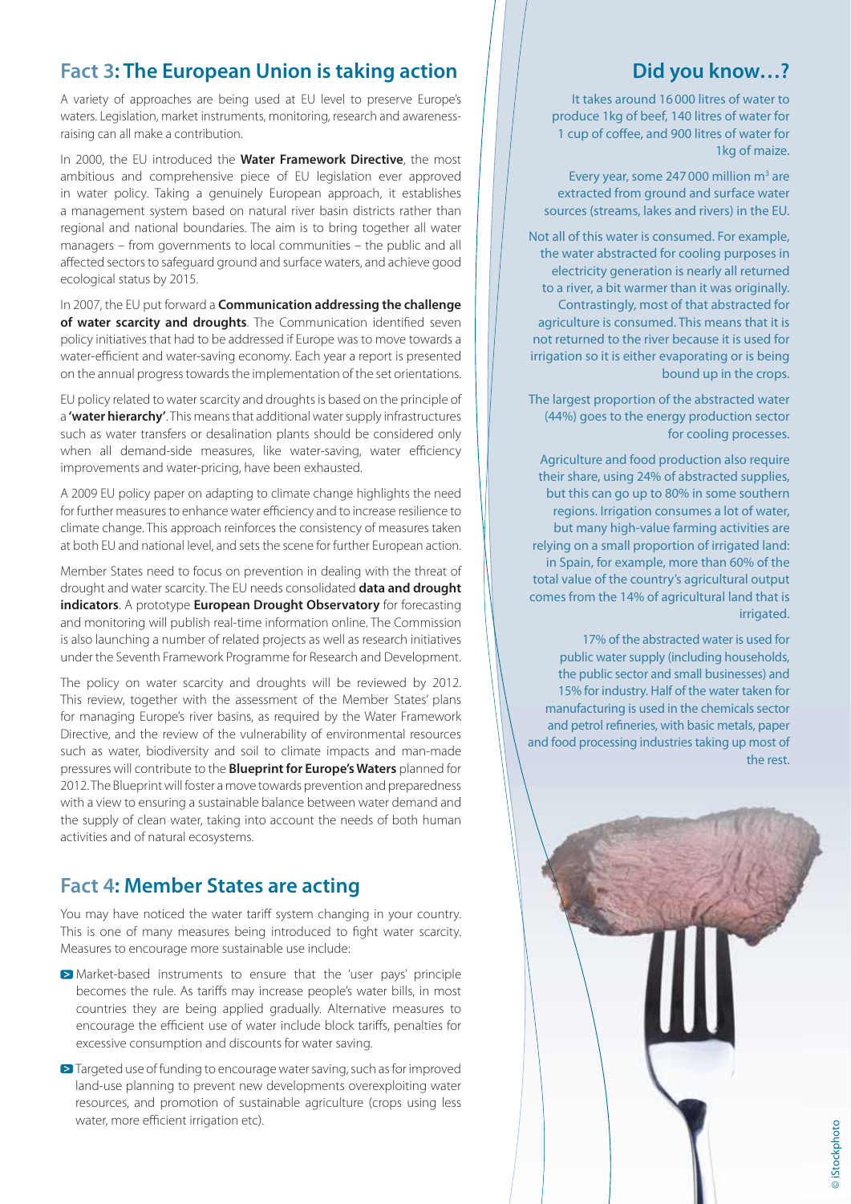## Fact 3: The European Union is taking action

A variety of approaches are being used at EU level to preserve Europe's waters. Legislation, market instruments, monitoring, research and awareness-raising can all make a contribution.

In 2000, the EU introduced the **Water Framework Directive**, the most ambitious and comprehensive piece of EU legislation ever approved in water policy. Taking a genuinely European approach, it establishes a management system based on natural river basin districts rather than regional and national boundaries. The aim is to bring together all water managers – from governments to local communities – the public and all affected sectors to safeguard ground and surface waters, and achieve good ecological status by 2015.

In 2007, the EU put forward a **Communication addressing the challenge of water scarcity and droughts**. The Communication identified seven policy initiatives that had to be addressed if Europe was to move towards a water-efficient and water-saving economy. Each year a report is presented on the annual progress towards the implementation of the set orientations.

EU policy related to water scarcity and droughts is based on the principle of a **'water hierarchy'**. This means that additional water supply infrastructures such as water transfers or desalination plants should be considered only when all demand-side measures, like water-saving, water efficiency improvements and water-pricing, have been exhausted.

A 2009 EU policy paper on adapting to climate change highlights the need for further measures to enhance water efficiency and to increase resilience to climate change. This approach reinforces the consistency of measures taken at both EU and national level, and sets the scene for further European action.

Member States need to focus on prevention in dealing with the threat of drought and water scarcity. The EU needs consolidated **data and drought indicators**. A prototype **European Drought Observatory** for forecasting and monitoring will publish real-time information online. The Commission is also launching a number of related projects as well as research initiatives under the Seventh Framework Programme for Research and Development.

The policy on water scarcity and droughts will be reviewed by 2012. This review, together with the assessment of the Member States' plans for managing Europe's river basins, as required by the Water Framework Directive, and the review of the vulnerability of environmental resources such as water, biodiversity and soil to climate impacts and man-made pressures will contribute to the **Blueprint for Europe's Waters** planned for 2012. The Blueprint will foster a move towards prevention and preparedness with a view to ensuring a sustainable balance between water demand and the supply of clean water, taking into account the needs of both human activities and of natural ecosystems.

## Fact 4: Member States are acting

You may have noticed the water tariff system changing in your country. This is one of many measures being introduced to fight water scarcity. Measures to encourage more sustainable use include:

- Market-based instruments to ensure that the 'user pays' principle becomes the rule. As tariffs may increase people's water bills, in most countries they are being applied gradually. Alternative measures to encourage the efficient use of water include block tariffs, penalties for excessive consumption and discounts for water saving.
- Targeted use of funding to encourage water saving, such as for improved land-use planning to prevent new developments overexploiting water resources, and promotion of sustainable agriculture (crops using less water, more efficient irrigation etc).

## Did you know…?

It takes around 16 000 litres of water to produce 1kg of beef, 140 litres of water for 1 cup of coffee, and 900 litres of water for 1kg of maize.

Every year, some 247 000 million m$^3$ are extracted from ground and surface water sources (streams, lakes and rivers) in the EU.

Not all of this water is consumed. For example, the water abstracted for cooling purposes in electricity generation is nearly all returned to a river, a bit warmer than it was originally. Contrastingly, most of that abstracted for agriculture is consumed. This means that it is not returned to the river because it is used for irrigation so it is either evaporating or is being bound up in the crops.

The largest proportion of the abstracted water (44%) goes to the energy production sector for cooling processes.

Agriculture and food production also require their share, using 24% of abstracted supplies, but this can go up to 80% in some southern regions. Irrigation consumes a lot of water, but many high-value farming activities are relying on a small proportion of irrigated land: in Spain, for example, more than 60% of the total value of the country's agricultural output comes from the 14% of agricultural land that is irrigated.

17% of the abstracted water is used for public water supply (including households, the public sector and small businesses) and 15% for industry. Half of the water taken for manufacturing is used in the chemicals sector and petrol refineries, with basic metals, paper and food processing industries taking up most of the rest.

© iStockphoto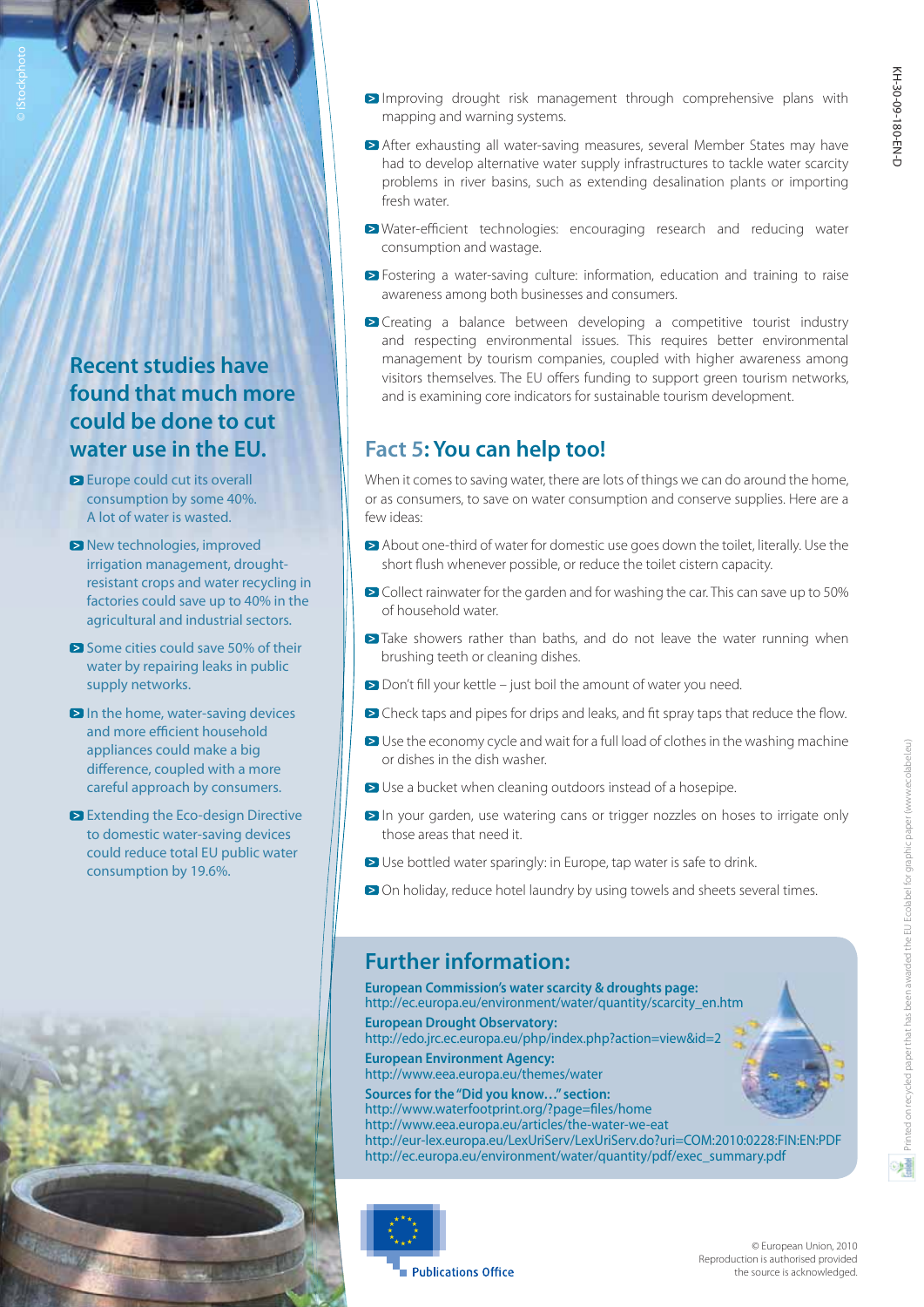## Recent studies have found that much more could be done to cut water use in the EU.

- Europe could cut its overall consumption by some 40%. A lot of water is wasted.
- New technologies, improved irrigation management, drought-resistant crops and water recycling in factories could save up to 40% in the agricultural and industrial sectors.
- Some cities could save 50% of their water by repairing leaks in public supply networks.
- In the home, water-saving devices and more efficient household appliances could make a big difference, coupled with a more careful approach by consumers.
- Extending the Eco-design Directive to domestic water-saving devices could reduce total EU public water consumption by 19.6%.

- Improving drought risk management through comprehensive plans with mapping and warning systems.
- After exhausting all water-saving measures, several Member States may have had to develop alternative water supply infrastructures to tackle water scarcity problems in river basins, such as extending desalination plants or importing fresh water.
- Water-efficient technologies: encouraging research and reducing water consumption and wastage.
- Fostering a water-saving culture: information, education and training to raise awareness among both businesses and consumers.
- Creating a balance between developing a competitive tourist industry and respecting environmental issues. This requires better environmental management by tourism companies, coupled with higher awareness among visitors themselves. The EU offers funding to support green tourism networks, and is examining core indicators for sustainable tourism development.

## Fact 5: You can help too!

When it comes to saving water, there are lots of things we can do around the home, or as consumers, to save on water consumption and conserve supplies. Here are a few ideas:

- About one-third of water for domestic use goes down the toilet, literally. Use the short flush whenever possible, or reduce the toilet cistern capacity.
- Collect rainwater for the garden and for washing the car. This can save up to 50% of household water.
- Take showers rather than baths, and do not leave the water running when brushing teeth or cleaning dishes.
- Don't fill your kettle – just boil the amount of water you need.
- Check taps and pipes for drips and leaks, and fit spray taps that reduce the flow.
- Use the economy cycle and wait for a full load of clothes in the washing machine or dishes in the dish washer.
- Use a bucket when cleaning outdoors instead of a hosepipe.
- In your garden, use watering cans or trigger nozzles on hoses to irrigate only those areas that need it.
- Use bottled water sparingly: in Europe, tap water is safe to drink.
- On holiday, reduce hotel laundry by using towels and sheets several times.

## Further information:

**European Commission's water scarcity & droughts page:**
http://ec.europa.eu/environment/water/quantity/scarcity_en.htm

**European Drought Observatory:**
http://edo.jrc.ec.europa.eu/php/index.php?action=view&id=2

**European Environment Agency:**
http://www.eea.europa.eu/themes/water

**Sources for the "Did you know…" section:**
http://www.waterfootprint.org/?page=files/home
http://www.eea.europa.eu/articles/the-water-we-eat
http://eur-lex.europa.eu/LexUriServ/LexUriServ.do?uri=COM:2010:0228:FIN:EN:PDF
http://ec.europa.eu/environment/water/quantity/pdf/exec_summary.pdf

Publications Office

© European Union, 2010
Reproduction is authorised provided the source is acknowledged.

Printed on recycled paper that has been awarded the EU Ecolabel for graphic paper (www.ecolabel.eu)

KH-30-09-180-EN-D